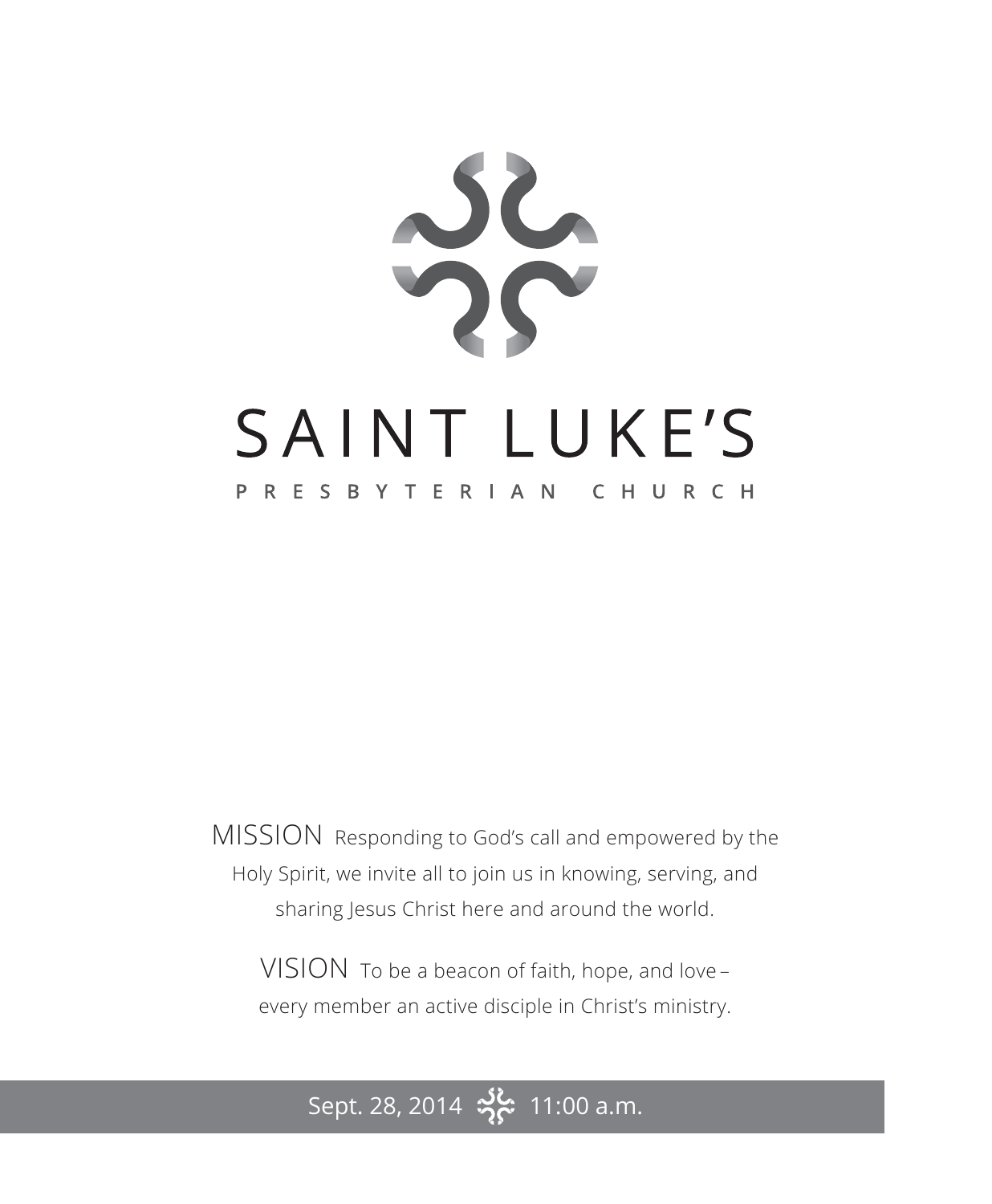# SAINT LUKE'S

## PRESBYTERIAN CHURCH

MISSION Responding to God's call and empowered by the Holy Spirit, we invite all to join us in knowing, serving, and sharing Jesus Christ here and around the world.

VISION To be a beacon of faith, hope, and love – every member an active disciple in Christ's ministry.

Sept. 28, 2014 11:00 a.m.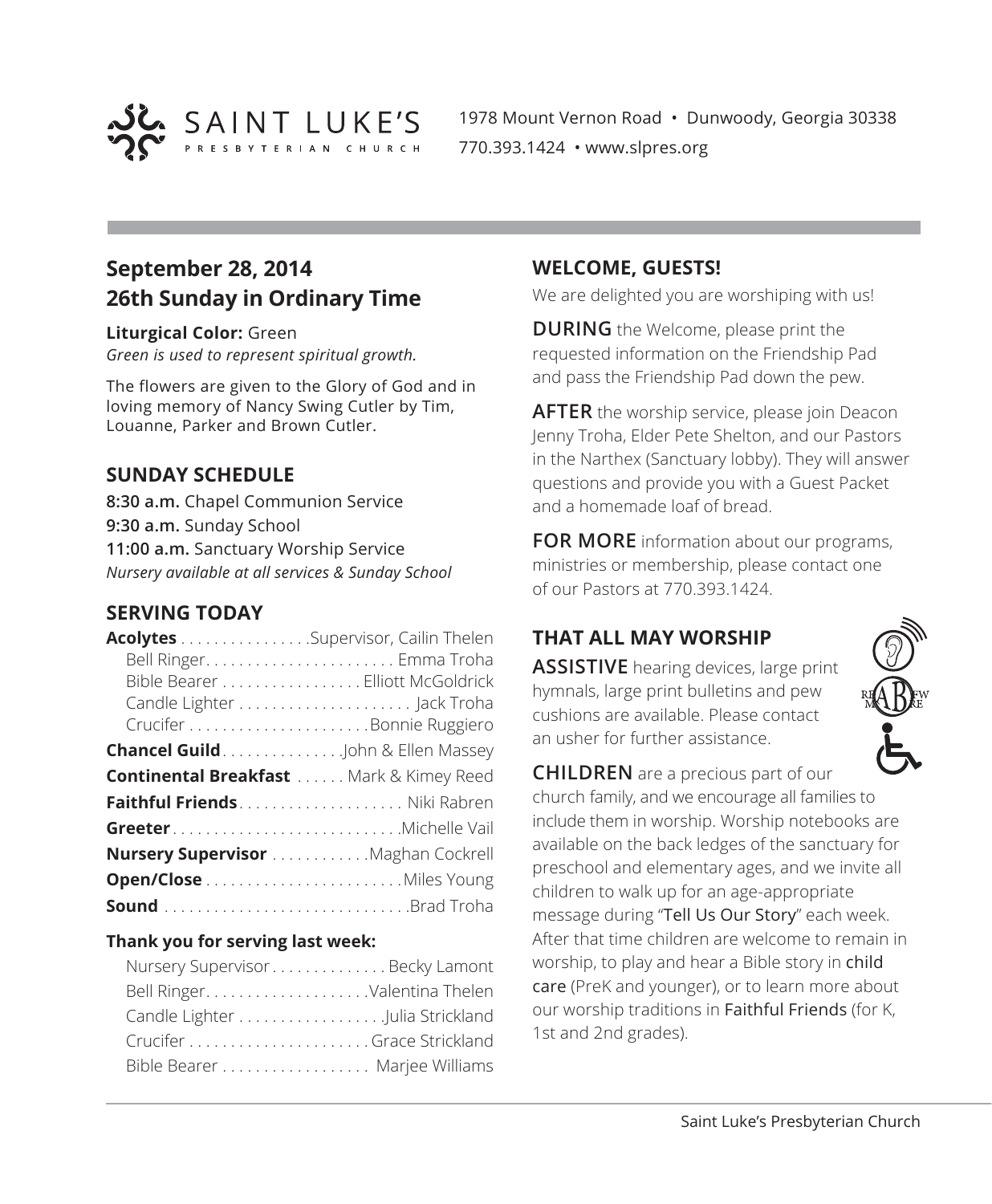SAINT LUKE'S PRESBYTERIAN CHURCH

1978 Mount Vernon Road • Dunwoody, Georgia 30338
770.393.1424 • www.slpres.org

## September 28, 2014
## 26th Sunday in Ordinary Time

**Liturgical Color:** Green
*Green is used to represent spiritual growth.*

The flowers are given to the Glory of God and in loving memory of Nancy Swing Cutler by Tim, Louanne, Parker and Brown Cutler.

### SUNDAY SCHEDULE

**8:30 a.m.** Chapel Communion Service
**9:30 a.m.** Sunday School
**11:00 a.m.** Sanctuary Worship Service
*Nursery available at all services & Sunday School*

### SERVING TODAY

**Acolytes** ................Supervisor, Cailin Thelen
Bell Ringer....................... Emma Troha
Bible Bearer ................. Elliott McGoldrick
Candle Lighter ..................... Jack Troha
Crucifer ......................Bonnie Ruggiero
**Chancel Guild**..............John & Ellen Massey
**Continental Breakfast** ...... Mark & Kimey Reed
**Faithful Friends**.................... Niki Rabren
**Greeter**............................Michelle Vail
**Nursery Supervisor** ............Maghan Cockrell
**Open/Close**........................Miles Young
**Sound** ..............................Brad Troha

**Thank you for serving last week:**

Nursery Supervisor .............. Becky Lamont
Bell Ringer....................Valentina Thelen
Candle Lighter ..................Julia Strickland
Crucifer ......................Grace Strickland
Bible Bearer .................. Marjee Williams

### WELCOME, GUESTS!

We are delighted you are worshiping with us!

**DURING** the Welcome, please print the requested information on the Friendship Pad and pass the Friendship Pad down the pew.

**AFTER** the worship service, please join Deacon Jenny Troha, Elder Pete Shelton, and our Pastors in the Narthex (Sanctuary lobby). They will answer questions and provide you with a Guest Packet and a homemade loaf of bread.

**FOR MORE** information about our programs, ministries or membership, please contact one of our Pastors at 770.393.1424.

### THAT ALL MAY WORSHIP

**ASSISTIVE** hearing devices, large print hymnals, large print bulletins and pew cushions are available. Please contact an usher for further assistance.

**CHILDREN** are a precious part of our church family, and we encourage all families to include them in worship. Worship notebooks are available on the back ledges of the sanctuary for preschool and elementary ages, and we invite all children to walk up for an age-appropriate message during "Tell Us Our Story" each week. After that time children are welcome to remain in worship, to play and hear a Bible story in child care (PreK and younger), or to learn more about our worship traditions in Faithful Friends (for K, 1st and 2nd grades).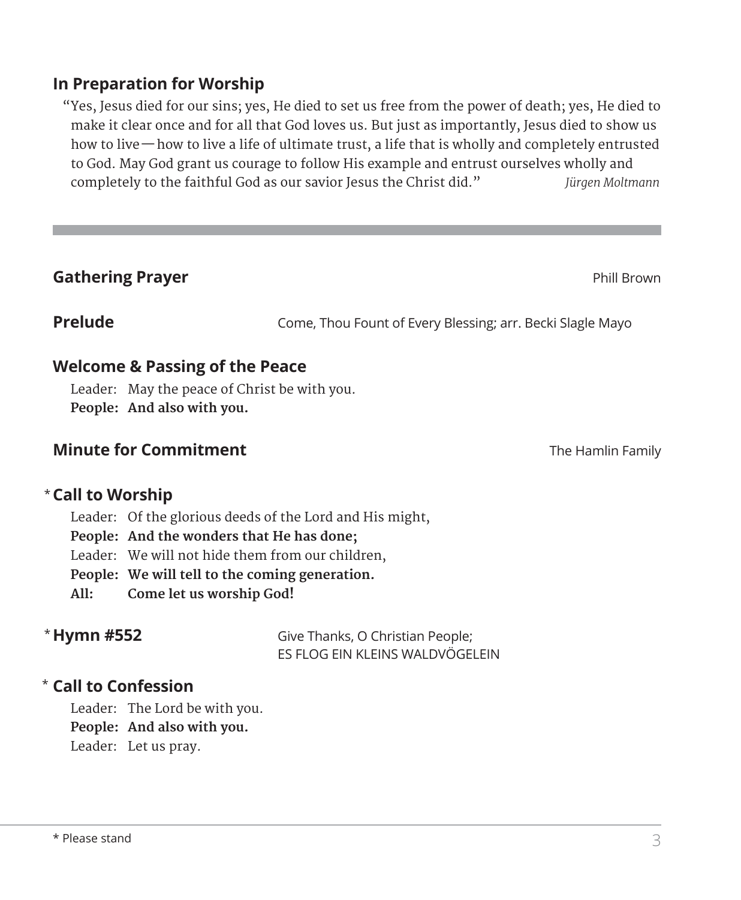## In Preparation for Worship

"Yes, Jesus died for our sins; yes, He died to set us free from the power of death; yes, He died to make it clear once and for all that God loves us. But just as importantly, Jesus died to show us how to live—how to live a life of ultimate trust, a life that is wholly and completely entrusted to God. May God grant us courage to follow His example and entrust ourselves wholly and completely to the faithful God as our savior Jesus the Christ did." *Jürgen Moltmann*

---

## Gathering Prayer
Phill Brown

## Prelude
Come, Thou Fount of Every Blessing; arr. Becki Slagle Mayo

## Welcome & Passing of the Peace

Leader: May the peace of Christ be with you.
**People: And also with you.**

## Minute for Commitment
The Hamlin Family

## * Call to Worship

Leader: Of the glorious deeds of the Lord and His might,
**People: And the wonders that He has done;**
Leader: We will not hide them from our children,
**People: We will tell to the coming generation.**
**All: Come let us worship God!**

## * Hymn #552
Give Thanks, O Christian People;
ES FLOG EIN KLEINS WALDVÖGELEIN

## * Call to Confession

Leader: The Lord be with you.
**People: And also with you.**
Leader: Let us pray.

\* Please stand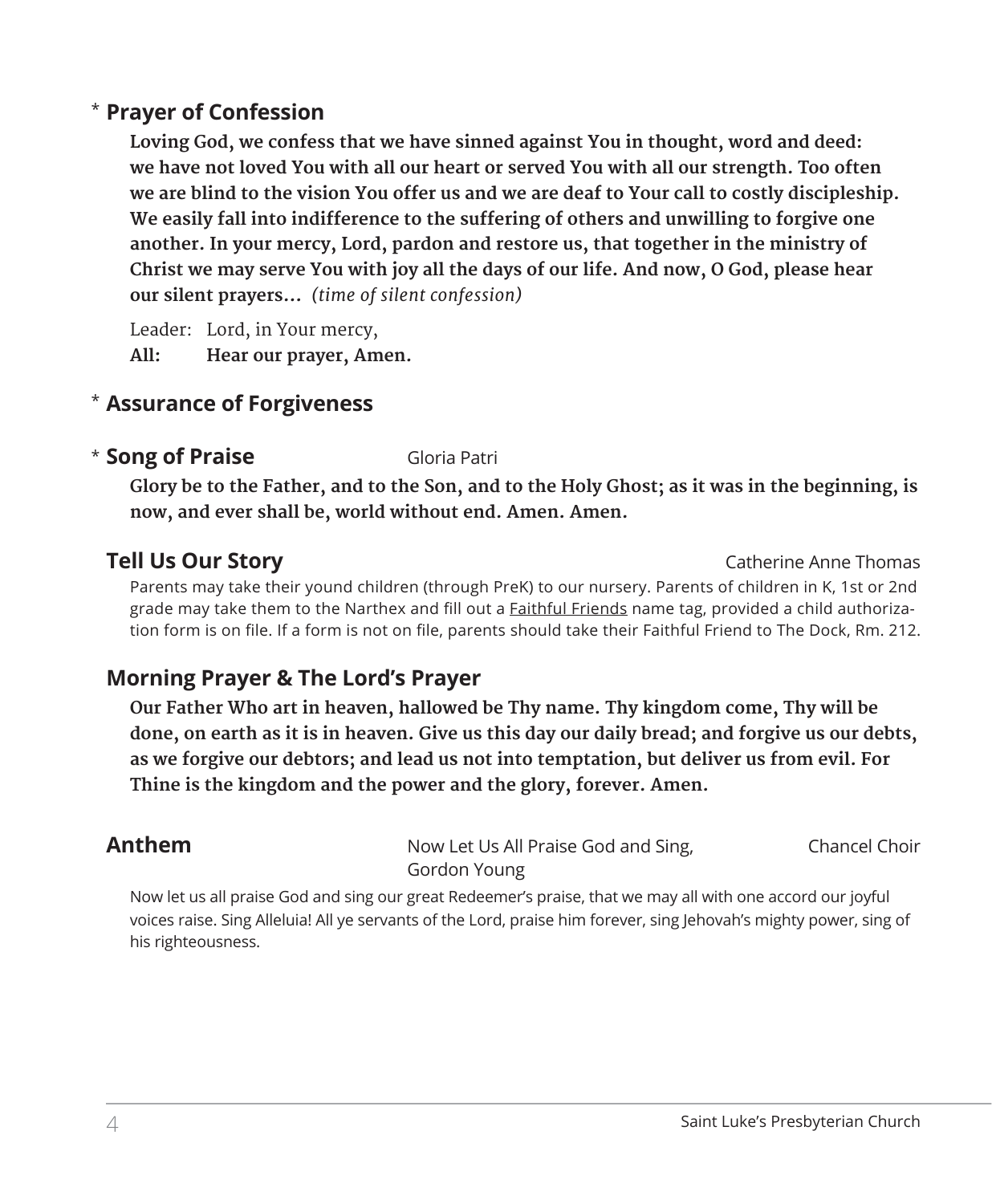## * Prayer of Confession

**Loving God, we confess that we have sinned against You in thought, word and deed: we have not loved You with all our heart or served You with all our strength. Too often we are blind to the vision You offer us and we are deaf to Your call to costly discipleship. We easily fall into indifference to the suffering of others and unwilling to forgive one another. In your mercy, Lord, pardon and restore us, that together in the ministry of Christ we may serve You with joy all the days of our life. And now, O God, please hear our silent prayers...** *(time of silent confession)*

Leader: Lord, in Your mercy,
**All: Hear our prayer, Amen.**

## * Assurance of Forgiveness

## * Song of Praise

Gloria Patri

**Glory be to the Father, and to the Son, and to the Holy Ghost; as it was in the beginning, is now, and ever shall be, world without end. Amen. Amen.**

## Tell Us Our Story

Catherine Anne Thomas

Parents may take their yound children (through PreK) to our nursery. Parents of children in K, 1st or 2nd grade may take them to the Narthex and fill out a Faithful Friends name tag, provided a child authorization form is on file. If a form is not on file, parents should take their Faithful Friend to The Dock, Rm. 212.

## Morning Prayer & The Lord's Prayer

**Our Father Who art in heaven, hallowed be Thy name. Thy kingdom come, Thy will be done, on earth as it is in heaven. Give us this day our daily bread; and forgive us our debts, as we forgive our debtors; and lead us not into temptation, but deliver us from evil. For Thine is the kingdom and the power and the glory, forever. Amen.**

## Anthem

Now Let Us All Praise God and Sing, Gordon Young — Chancel Choir

Now let us all praise God and sing our great Redeemer's praise, that we may all with one accord our joyful voices raise. Sing Alleluia! All ye servants of the Lord, praise him forever, sing Jehovah's mighty power, sing of his righteousness.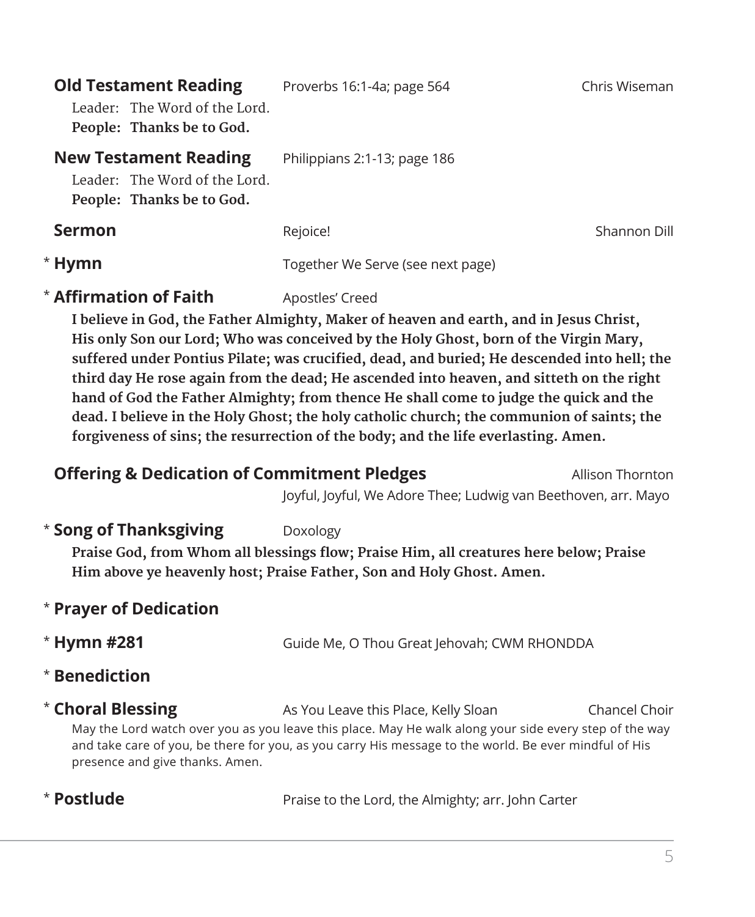**Old Testament Reading** Proverbs 16:1-4a; page 564 Chris Wiseman

Leader: The Word of the Lord.
**People: Thanks be to God.**

**New Testament Reading** Philippians 2:1-13; page 186

Leader: The Word of the Lord.
**People: Thanks be to God.**

**Sermon** Rejoice! Shannon Dill

* **Hymn** Together We Serve (see next page)

* **Affirmation of Faith** Apostles' Creed

**I believe in God, the Father Almighty, Maker of heaven and earth, and in Jesus Christ, His only Son our Lord; Who was conceived by the Holy Ghost, born of the Virgin Mary, suffered under Pontius Pilate; was crucified, dead, and buried; He descended into hell; the third day He rose again from the dead; He ascended into heaven, and sitteth on the right hand of God the Father Almighty; from thence He shall come to judge the quick and the dead. I believe in the Holy Ghost; the holy catholic church; the communion of saints; the forgiveness of sins; the resurrection of the body; and the life everlasting. Amen.**

**Offering & Dedication of Commitment Pledges** Allison Thornton

Joyful, Joyful, We Adore Thee; Ludwig van Beethoven, arr. Mayo

* **Song of Thanksgiving** Doxology

**Praise God, from Whom all blessings flow; Praise Him, all creatures here below; Praise Him above ye heavenly host; Praise Father, Son and Holy Ghost. Amen.**

* **Prayer of Dedication**

* **Hymn #281** Guide Me, O Thou Great Jehovah; CWM RHONDDA

* **Benediction**

* **Choral Blessing** As You Leave this Place, Kelly Sloan Chancel Choir

May the Lord watch over you as you leave this place. May He walk along your side every step of the way and take care of you, be there for you, as you carry His message to the world. Be ever mindful of His presence and give thanks. Amen.

* **Postlude** Praise to the Lord, the Almighty; arr. John Carter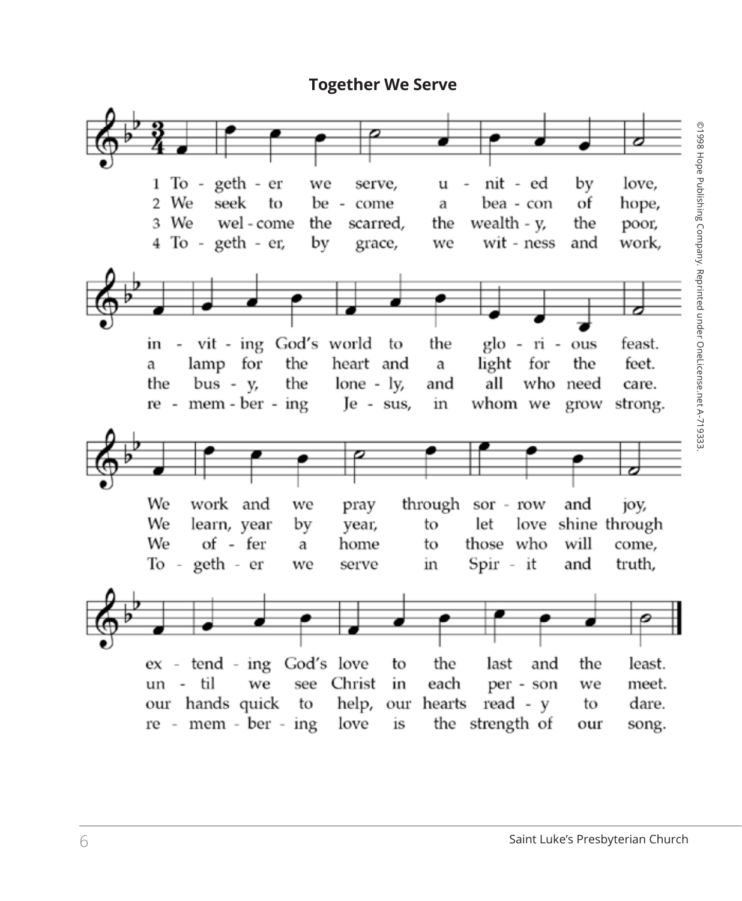## Together We Serve

1 To - geth - er we serve, u - nit - ed by love,
in - vit - ing God's world to the glo - ri - ous feast.
We work and we pray through sor - row and joy,
ex - tend - ing God's love to the last and the least.

2 We seek to be - come a bea - con of hope,
a lamp for the heart and a light for the feet.
We learn, year by year, to let love shine through
un - til we see Christ in each per - son we meet.

3 We wel - come the scarred, the wealth - y, the poor,
the bus - y, the lone - ly, and all who need care.
We of - fer a home to those who will come,
our hands quick to help, our hearts read - y to dare.

4 To - geth - er, by grace, we wit - ness and work,
re - mem - ber - ing Je - sus, in whom we grow strong.
To - geth - er we serve in Spir - it and truth,
re - mem - ber - ing love is the strength of our song.

©1998 Hope Publishing Company. Reprinted under OneLicense.net A-719333.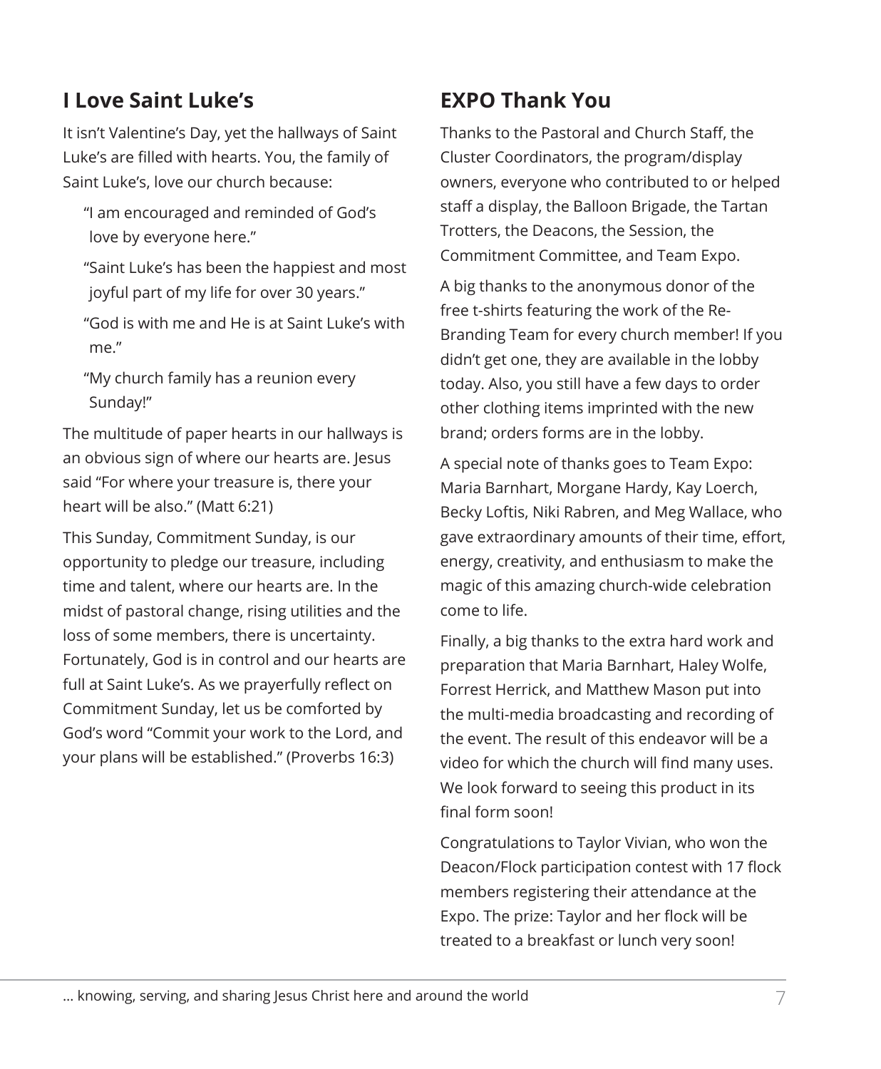## I Love Saint Luke's

It isn't Valentine's Day, yet the hallways of Saint Luke's are filled with hearts. You, the family of Saint Luke's, love our church because:

"I am encouraged and reminded of God's love by everyone here."

"Saint Luke's has been the happiest and most joyful part of my life for over 30 years."

"God is with me and He is at Saint Luke's with me."

"My church family has a reunion every Sunday!"

The multitude of paper hearts in our hallways is an obvious sign of where our hearts are. Jesus said "For where your treasure is, there your heart will be also." (Matt 6:21)

This Sunday, Commitment Sunday, is our opportunity to pledge our treasure, including time and talent, where our hearts are. In the midst of pastoral change, rising utilities and the loss of some members, there is uncertainty. Fortunately, God is in control and our hearts are full at Saint Luke's. As we prayerfully reflect on Commitment Sunday, let us be comforted by God's word "Commit your work to the Lord, and your plans will be established." (Proverbs 16:3)

## EXPO Thank You

Thanks to the Pastoral and Church Staff, the Cluster Coordinators, the program/display owners, everyone who contributed to or helped staff a display, the Balloon Brigade, the Tartan Trotters, the Deacons, the Session, the Commitment Committee, and Team Expo.

A big thanks to the anonymous donor of the free t-shirts featuring the work of the Re-Branding Team for every church member! If you didn't get one, they are available in the lobby today. Also, you still have a few days to order other clothing items imprinted with the new brand; orders forms are in the lobby.

A special note of thanks goes to Team Expo: Maria Barnhart, Morgane Hardy, Kay Loerch, Becky Loftis, Niki Rabren, and Meg Wallace, who gave extraordinary amounts of their time, effort, energy, creativity, and enthusiasm to make the magic of this amazing church-wide celebration come to life.

Finally, a big thanks to the extra hard work and preparation that Maria Barnhart, Haley Wolfe, Forrest Herrick, and Matthew Mason put into the multi-media broadcasting and recording of the event. The result of this endeavor will be a video for which the church will find many uses. We look forward to seeing this product in its final form soon!

Congratulations to Taylor Vivian, who won the Deacon/Flock participation contest with 17 flock members registering their attendance at the Expo. The prize: Taylor and her flock will be treated to a breakfast or lunch very soon!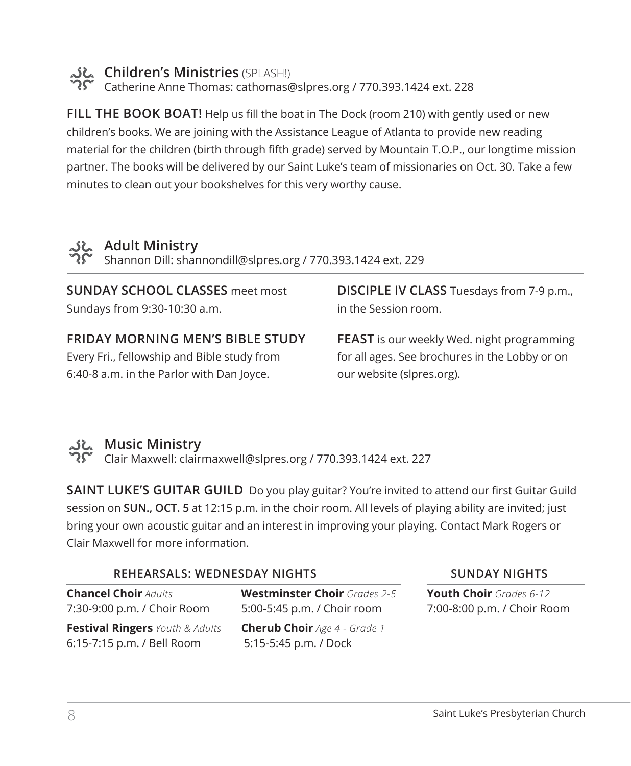## Children's Ministries (SPLASH!)

Catherine Anne Thomas: cathomas@slpres.org / 770.393.1424 ext. 228

**FILL THE BOOK BOAT!** Help us fill the boat in The Dock (room 210) with gently used or new children's books. We are joining with the Assistance League of Atlanta to provide new reading material for the children (birth through fifth grade) served by Mountain T.O.P., our longtime mission partner. The books will be delivered by our Saint Luke's team of missionaries on Oct. 30. Take a few minutes to clean out your bookshelves for this very worthy cause.

## Adult Ministry

Shannon Dill: shannondill@slpres.org / 770.393.1424 ext. 229

**SUNDAY SCHOOL CLASSES** meet most Sundays from 9:30-10:30 a.m.

**FRIDAY MORNING MEN'S BIBLE STUDY** Every Fri., fellowship and Bible study from 6:40-8 a.m. in the Parlor with Dan Joyce.

**DISCIPLE IV CLASS** Tuesdays from 7-9 p.m., in the Session room.

**FEAST** is our weekly Wed. night programming for all ages. See brochures in the Lobby or on our website (slpres.org).

## Music Ministry

Clair Maxwell: clairmaxwell@slpres.org / 770.393.1424 ext. 227

**SAINT LUKE'S GUITAR GUILD** Do you play guitar? You're invited to attend our first Guitar Guild session on **SUN., OCT. 5** at 12:15 p.m. in the choir room. All levels of playing ability are invited; just bring your own acoustic guitar and an interest in improving your playing. Contact Mark Rogers or Clair Maxwell for more information.

**REHEARSALS: WEDNESDAY NIGHTS**

**Chancel Choir** *Adults*
7:30-9:00 p.m. / Choir Room

**Festival Ringers** *Youth & Adults*
6:15-7:15 p.m. / Bell Room

**Westminster Choir** *Grades 2-5*
5:00-5:45 p.m. / Choir room

**Cherub Choir** *Age 4 - Grade 1*
5:15-5:45 p.m. / Dock

**SUNDAY NIGHTS**

**Youth Choir** *Grades 6-12*
7:00-8:00 p.m. / Choir Room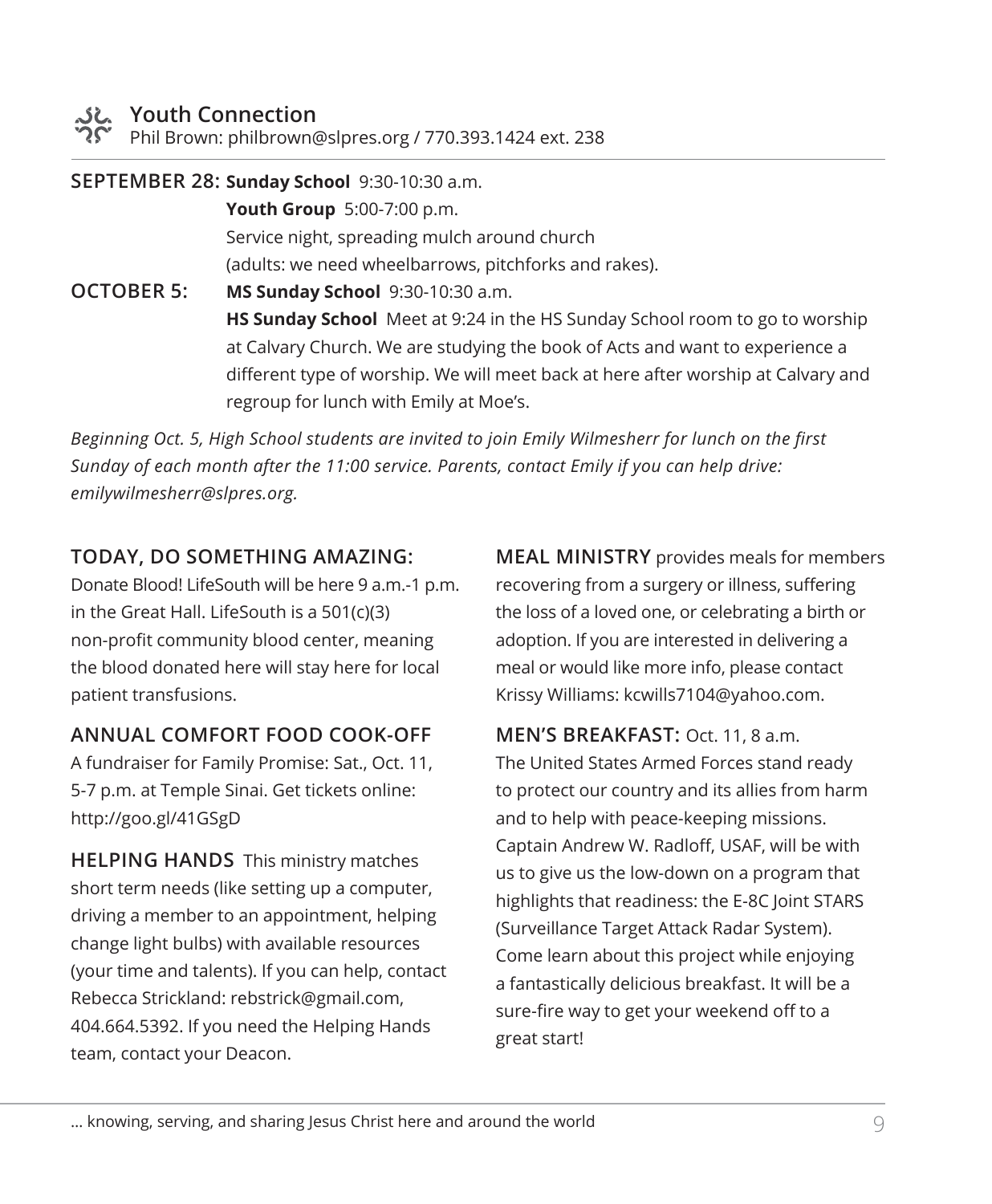## Youth Connection

Phil Brown: philbrown@slpres.org / 770.393.1424 ext. 238

**SEPTEMBER 28:** **Sunday School** 9:30-10:30 a.m.

**Youth Group** 5:00-7:00 p.m.
Service night, spreading mulch around church
(adults: we need wheelbarrows, pitchforks and rakes).

**OCTOBER 5:** **MS Sunday School** 9:30-10:30 a.m.

**HS Sunday School** Meet at 9:24 in the HS Sunday School room to go to worship at Calvary Church. We are studying the book of Acts and want to experience a different type of worship. We will meet back at here after worship at Calvary and regroup for lunch with Emily at Moe's.

*Beginning Oct. 5, High School students are invited to join Emily Wilmesherr for lunch on the first Sunday of each month after the 11:00 service. Parents, contact Emily if you can help drive: emilywilmesherr@slpres.org.*

**TODAY, DO SOMETHING AMAZING:**
Donate Blood! LifeSouth will be here 9 a.m.-1 p.m. in the Great Hall. LifeSouth is a 501(c)(3) non-profit community blood center, meaning the blood donated here will stay here for local patient transfusions.

**ANNUAL COMFORT FOOD COOK-OFF**
A fundraiser for Family Promise: Sat., Oct. 11, 5-7 p.m. at Temple Sinai. Get tickets online: http://goo.gl/41GSgD

**HELPING HANDS** This ministry matches short term needs (like setting up a computer, driving a member to an appointment, helping change light bulbs) with available resources (your time and talents). If you can help, contact Rebecca Strickland: rebstrick@gmail.com, 404.664.5392. If you need the Helping Hands team, contact your Deacon.

**MEAL MINISTRY** provides meals for members recovering from a surgery or illness, suffering the loss of a loved one, or celebrating a birth or adoption. If you are interested in delivering a meal or would like more info, please contact Krissy Williams: kcwills7104@yahoo.com.

**MEN'S BREAKFAST:** Oct. 11, 8 a.m.
The United States Armed Forces stand ready to protect our country and its allies from harm and to help with peace-keeping missions. Captain Andrew W. Radloff, USAF, will be with us to give us the low-down on a program that highlights that readiness: the E-8C Joint STARS (Surveillance Target Attack Radar System). Come learn about this project while enjoying a fantastically delicious breakfast. It will be a sure-fire way to get your weekend off to a great start!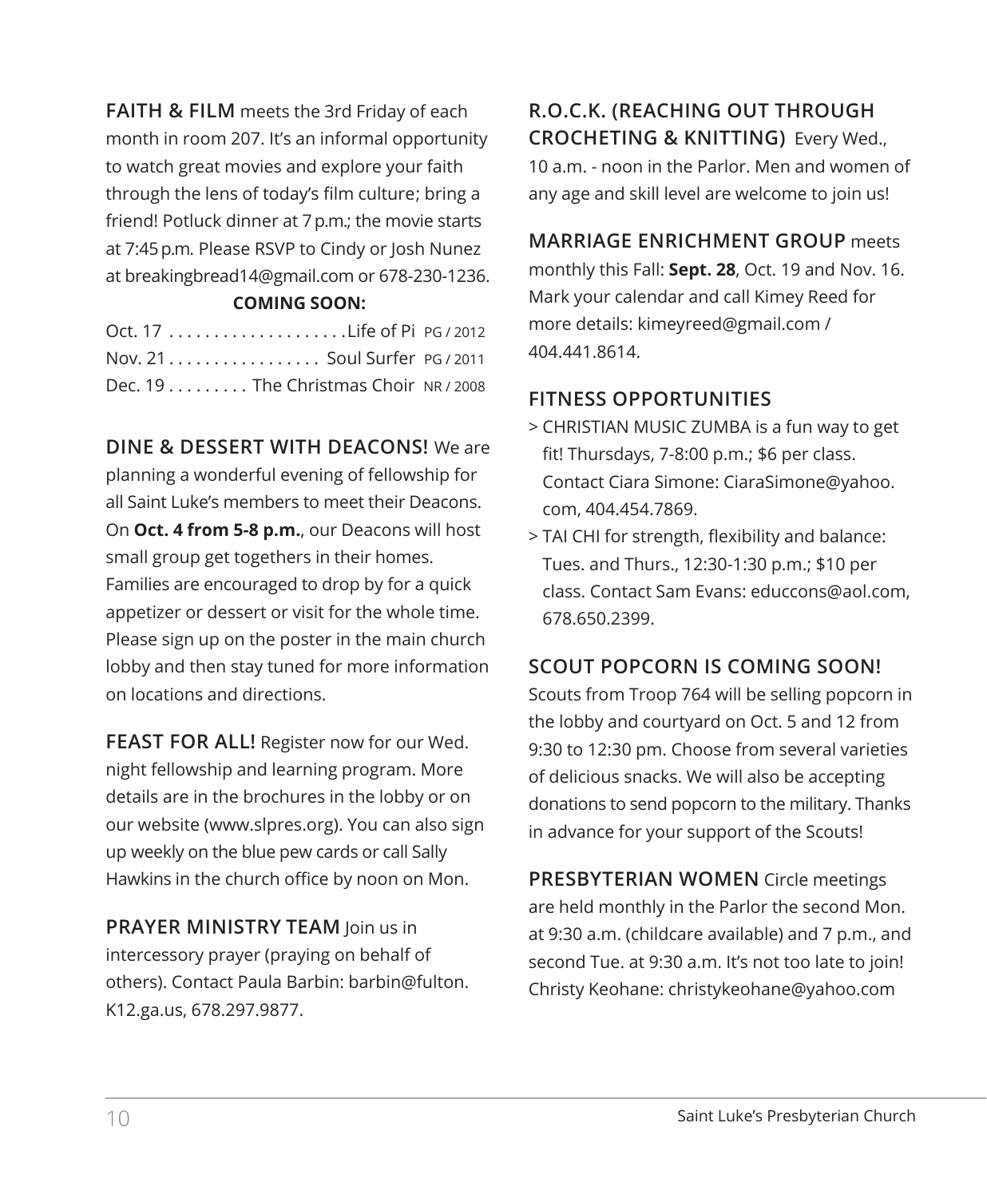**FAITH & FILM** meets the 3rd Friday of each month in room 207. It's an informal opportunity to watch great movies and explore your faith through the lens of today's film culture; bring a friend! Potluck dinner at 7 p.m.; the movie starts at 7:45 p.m. Please RSVP to Cindy or Josh Nunez at breakingbread14@gmail.com or 678-230-1236.

**COMING SOON:**

Oct. 17 . . . . . . . . . . . . . . . . . . . .Life of Pi PG / 2012
Nov. 21 . . . . . . . . . . . . . . . . . Soul Surfer PG / 2011
Dec. 19 . . . . . . . . . The Christmas Choir NR / 2008

**DINE & DESSERT WITH DEACONS!** We are planning a wonderful evening of fellowship for all Saint Luke's members to meet their Deacons. On **Oct. 4 from 5-8 p.m.**, our Deacons will host small group get togethers in their homes. Families are encouraged to drop by for a quick appetizer or dessert or visit for the whole time. Please sign up on the poster in the main church lobby and then stay tuned for more information on locations and directions.

**FEAST FOR ALL!** Register now for our Wed. night fellowship and learning program. More details are in the brochures in the lobby or on our website (www.slpres.org). You can also sign up weekly on the blue pew cards or call Sally Hawkins in the church office by noon on Mon.

**PRAYER MINISTRY TEAM** Join us in intercessory prayer (praying on behalf of others). Contact Paula Barbin: barbin@fulton.K12.ga.us, 678.297.9877.

**R.O.C.K. (REACHING OUT THROUGH CROCHETING & KNITTING)** Every Wed., 10 a.m. - noon in the Parlor. Men and women of any age and skill level are welcome to join us!

**MARRIAGE ENRICHMENT GROUP** meets monthly this Fall: **Sept. 28**, Oct. 19 and Nov. 16. Mark your calendar and call Kimey Reed for more details: kimeyreed@gmail.com / 404.441.8614.

**FITNESS OPPORTUNITIES**

> CHRISTIAN MUSIC ZUMBA is a fun way to get fit! Thursdays, 7-8:00 p.m.; $6 per class. Contact Ciara Simone: CiaraSimone@yahoo.com, 404.454.7869.

> TAI CHI for strength, flexibility and balance: Tues. and Thurs., 12:30-1:30 p.m.; $10 per class. Contact Sam Evans: educcons@aol.com, 678.650.2399.

**SCOUT POPCORN IS COMING SOON!**
Scouts from Troop 764 will be selling popcorn in the lobby and courtyard on Oct. 5 and 12 from 9:30 to 12:30 pm. Choose from several varieties of delicious snacks. We will also be accepting donations to send popcorn to the military. Thanks in advance for your support of the Scouts!

**PRESBYTERIAN WOMEN** Circle meetings are held monthly in the Parlor the second Mon. at 9:30 a.m. (childcare available) and 7 p.m., and second Tue. at 9:30 a.m. It's not too late to join! Christy Keohane: christykeohane@yahoo.com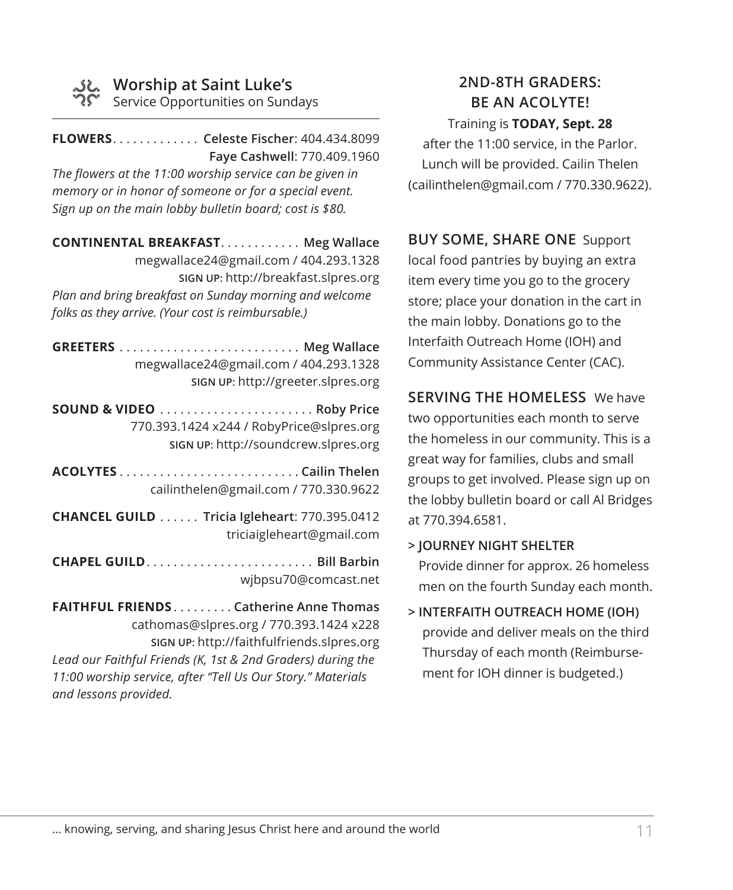## Worship at Saint Luke's
Service Opportunities on Sundays

**FLOWERS** . . . . . . . . . . . . . **Celeste Fischer**: 404.434.8099
**Faye Cashwell**: 770.409.1960
*The flowers at the 11:00 worship service can be given in memory or in honor of someone or for a special event. Sign up on the main lobby bulletin board; cost is $80.*

**CONTINENTAL BREAKFAST** . . . . . . . . . . . . **Meg Wallace**
megwallace24@gmail.com / 404.293.1328
**SIGN UP:** http://breakfast.slpres.org
*Plan and bring breakfast on Sunday morning and welcome folks as they arrive. (Your cost is reimbursable.)*

**GREETERS** . . . . . . . . . . . . . . . . . . . . . . . . . . . **Meg Wallace**
megwallace24@gmail.com / 404.293.1328
**SIGN UP:** http://greeter.slpres.org

**SOUND & VIDEO** . . . . . . . . . . . . . . . . . . . . . . . **Roby Price**
770.393.1424 x244 / RobyPrice@slpres.org
**SIGN UP:** http://soundcrew.slpres.org

**ACOLYTES** . . . . . . . . . . . . . . . . . . . . . . . . . . . **Cailin Thelen**
cailinthelen@gmail.com / 770.330.9622

**CHANCEL GUILD** . . . . . . **Tricia Igleheart**: 770.395.0412
triciaigleheart@gmail.com

**CHAPEL GUILD** . . . . . . . . . . . . . . . . . . . . . . . . . **Bill Barbin**
wjbpsu70@comcast.net

**FAITHFUL FRIENDS** . . . . . . . . . **Catherine Anne Thomas**
cathomas@slpres.org / 770.393.1424 x228
**SIGN UP:** http://faithfulfriends.slpres.org
*Lead our Faithful Friends (K, 1st & 2nd Graders) during the 11:00 worship service, after "Tell Us Our Story." Materials and lessons provided.*

### 2ND-8TH GRADERS: BE AN ACOLYTE!

Training is **TODAY, Sept. 28** after the 11:00 service, in the Parlor. Lunch will be provided. Cailin Thelen (cailinthelen@gmail.com / 770.330.9622).

**BUY SOME, SHARE ONE** Support local food pantries by buying an extra item every time you go to the grocery store; place your donation in the cart in the main lobby. Donations go to the Interfaith Outreach Home (IOH) and Community Assistance Center (CAC).

**SERVING THE HOMELESS** We have two opportunities each month to serve the homeless in our community. This is a great way for families, clubs and small groups to get involved. Please sign up on the lobby bulletin board or call Al Bridges at 770.394.6581.

**> JOURNEY NIGHT SHELTER**
Provide dinner for approx. 26 homeless men on the fourth Sunday each month.

**> INTERFAITH OUTREACH HOME (IOH)**
provide and deliver meals on the third Thursday of each month (Reimbursement for IOH dinner is budgeted.)

… knowing, serving, and sharing Jesus Christ here and around the world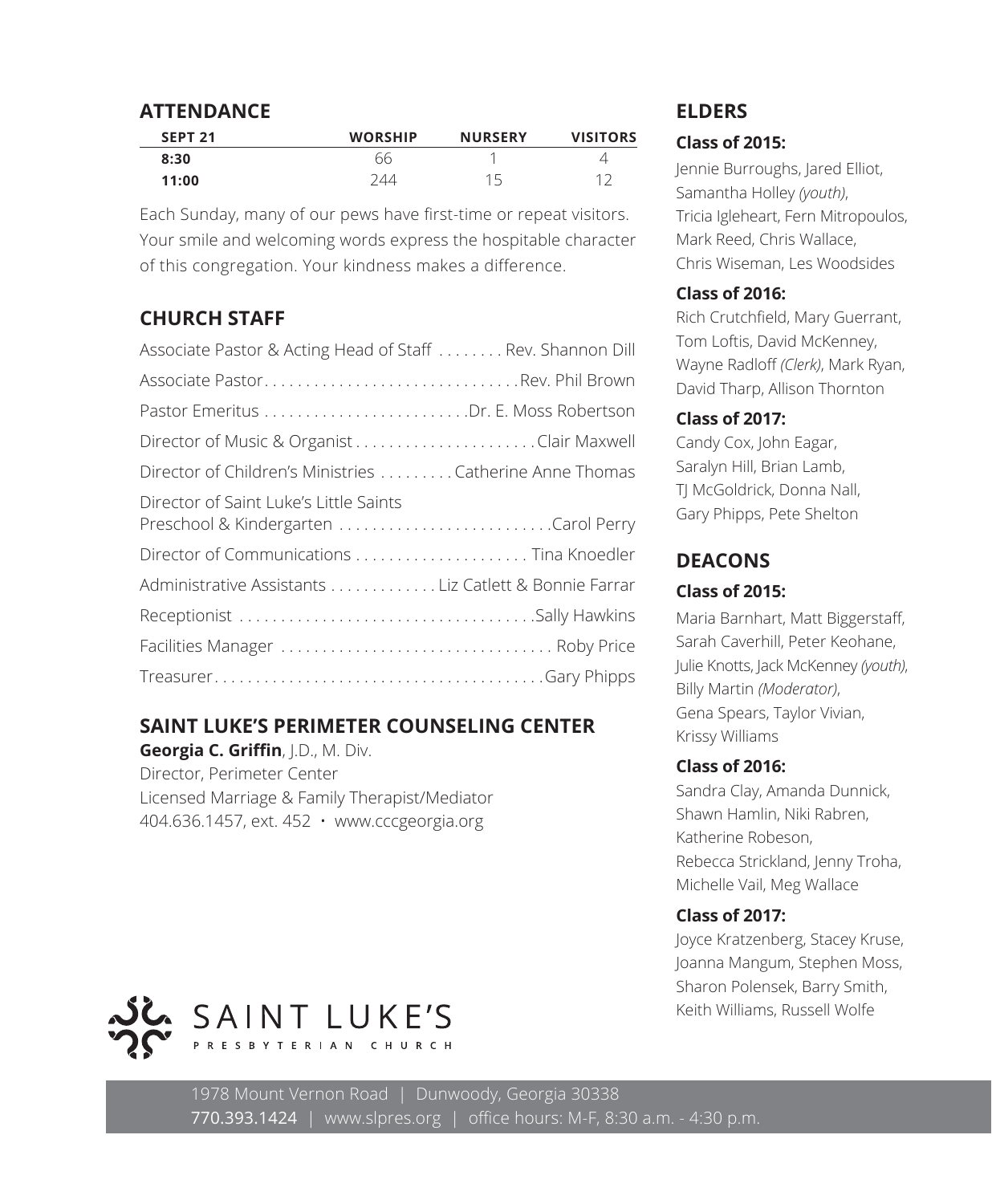## ATTENDANCE

| SEPT 21 | WORSHIP | NURSERY | VISITORS |
|---|---|---|---|
| 8:30 | 66 | 1 | 4 |
| 11:00 | 244 | 15 | 12 |

Each Sunday, many of our pews have first-time or repeat visitors. Your smile and welcoming words express the hospitable character of this congregation. Your kindness makes a difference.

## CHURCH STAFF

Associate Pastor & Acting Head of Staff . . . . . . . . Rev. Shannon Dill
Associate Pastor. . . . . . . . . . . . . . . . . . . . . . . . . . . . . . .Rev. Phil Brown
Pastor Emeritus . . . . . . . . . . . . . . . . . . . . . . . . .Dr. E. Moss Robertson
Director of Music & Organist . . . . . . . . . . . . . . . . . . . . . . Clair Maxwell
Director of Children's Ministries . . . . . . . . . Catherine Anne Thomas
Director of Saint Luke's Little Saints Preschool & Kindergarten . . . . . . . . . . . . . . . . . . . . . . . . .Carol Perry
Director of Communications . . . . . . . . . . . . . . . . . . . . . Tina Knoedler
Administrative Assistants . . . . . . . . . . . . . Liz Catlett & Bonnie Farrar
Receptionist . . . . . . . . . . . . . . . . . . . . . . . . . . . . . . . . . . .Sally Hawkins
Facilities Manager . . . . . . . . . . . . . . . . . . . . . . . . . . . . . . . . Roby Price
Treasurer. . . . . . . . . . . . . . . . . . . . . . . . . . . . . . . . . . . . . . .Gary Phipps

## SAINT LUKE'S PERIMETER COUNSELING CENTER

**Georgia C. Griffin**, J.D., M. Div.
Director, Perimeter Center
Licensed Marriage & Family Therapist/Mediator
404.636.1457, ext. 452 • www.cccgeorgia.org

## ELDERS

### Class of 2015:

Jennie Burroughs, Jared Elliot, Samantha Holley *(youth)*, Tricia Igleheart, Fern Mitropoulos, Mark Reed, Chris Wallace, Chris Wiseman, Les Woodsides

### Class of 2016:

Rich Crutchfield, Mary Guerrant, Tom Loftis, David McKenney, Wayne Radloff *(Clerk)*, Mark Ryan, David Tharp, Allison Thornton

### Class of 2017:

Candy Cox, John Eagar, Saralyn Hill, Brian Lamb, TJ McGoldrick, Donna Nall, Gary Phipps, Pete Shelton

## DEACONS

### Class of 2015:

Maria Barnhart, Matt Biggerstaff, Sarah Caverhill, Peter Keohane, Julie Knotts, Jack McKenney *(youth)*, Billy Martin *(Moderator)*, Gena Spears, Taylor Vivian, Krissy Williams

### Class of 2016:

Sandra Clay, Amanda Dunnick, Shawn Hamlin, Niki Rabren, Katherine Robeson, Rebecca Strickland, Jenny Troha, Michelle Vail, Meg Wallace

### Class of 2017:

Joyce Kratzenberg, Stacey Kruse, Joanna Mangum, Stephen Moss, Sharon Polensek, Barry Smith, Keith Williams, Russell Wolfe

SAINT LUKE'S
PRESBYTERIAN CHURCH

1978 Mount Vernon Road | Dunwoody, Georgia 30338
770.393.1424 | www.slpres.org | office hours: M-F, 8:30 a.m. - 4:30 p.m.